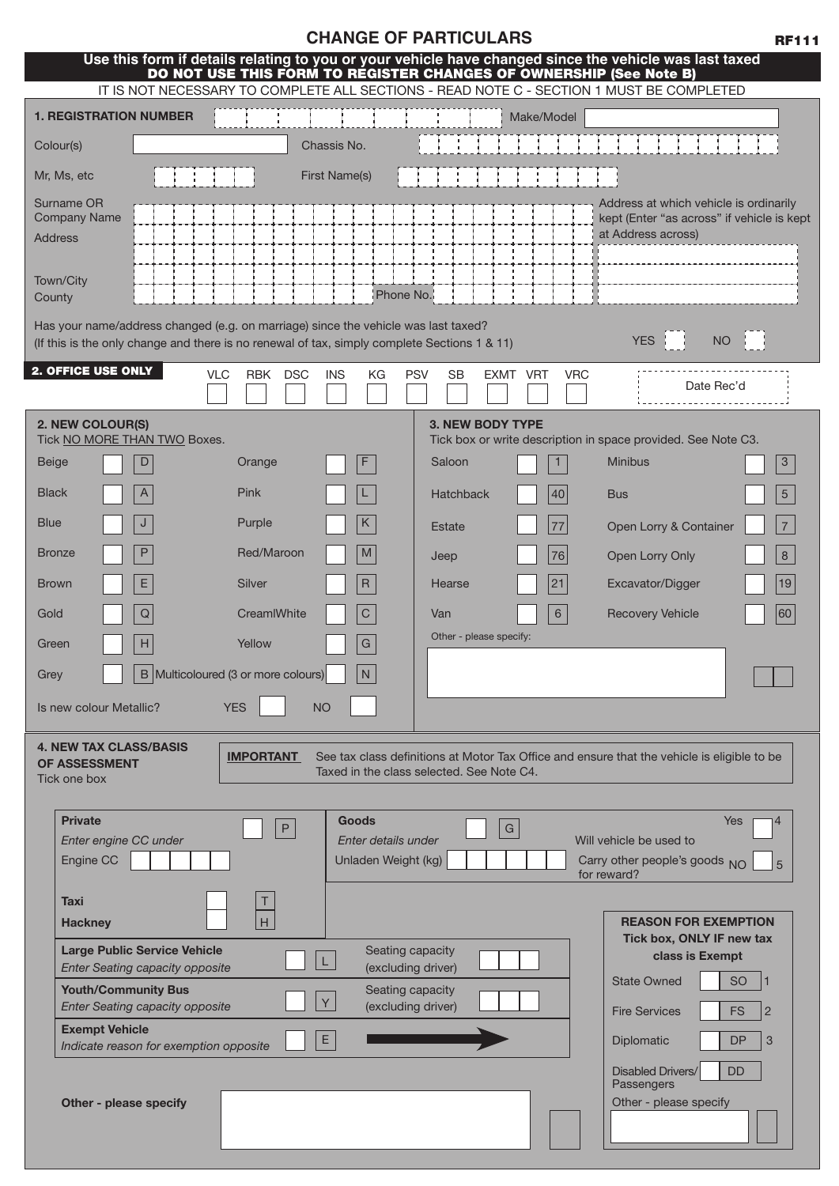# CHANGE OF PARTICULARS

**RF111**

**Use this form if details relating to you or your vehicle have changed since the vehicle was last taxed**
**DO NOT USE THIS FORM TO REGISTER CHANGES OF OWNERSHIP (See Note B)**

IT IS NOT NECESSARY TO COMPLETE ALL SECTIONS - READ NOTE C - SECTION 1 MUST BE COMPLETED

## 1. REGISTRATION NUMBER

Make/Model

Colour(s)

Chassis No.

Mr, Ms, etc

First Name(s)

Surname OR Company Name

Address

Town/City

County

Phone No.

Address at which vehicle is ordinarily kept (Enter "as across" if vehicle is kept at Address across)

Has your name/address changed (e.g. on marriage) since the vehicle was last taxed?
(If this is the only change and there is no renewal of tax, simply complete Sections 1 & 11)

YES ☐ NO ☐

## 2. OFFICE USE ONLY

| VLC | RBK | DSC | INS | KG | PSV | SB | EXMT | VRT | VRC | Date Rec'd |
|---|---|---|---|---|---|---|---|---|---|---|
| | | | | | | | | | | |

## 2. NEW COLOUR(S)

Tick NO MORE THAN TWO Boxes.

| Colour | Code | Colour | Code |
|---|---|---|---|
| Beige | D | Orange | F |
| Black | A | Pink | L |
| Blue | J | Purple | K |
| Bronze | P | Red/Maroon | M |
| Brown | E | Silver | R |
| Gold | Q | Cream/White | C |
| Green | H | Yellow | G |
| Grey | B | Multicoloured (3 or more colours) | N |

Is new colour Metallic? YES ☐ NO ☐

## 3. NEW BODY TYPE

Tick box or write description in space provided. See Note C3.

| Body Type | Code | Body Type | Code |
|---|---|---|---|
| Saloon | 1 | Minibus | 3 |
| Hatchback | 40 | Bus | 5 |
| Estate | 77 | Open Lorry & Container | 7 |
| Jeep | 76 | Open Lorry Only | 8 |
| Hearse | 21 | Excavator/Digger | 19 |
| Van | 6 | Recovery Vehicle | 60 |

Other - please specify:

## 4. NEW TAX CLASS/BASIS OF ASSESSMENT

Tick one box

**IMPORTANT** See tax class definitions at Motor Tax Office and ensure that the vehicle is eligible to be Taxed in the class selected. See Note C4.

**Private** ☐ P
*Enter engine CC under*
Engine CC

**Goods** ☐ G
*Enter details under*
Unladen Weight (kg)

Will vehicle be used to Carry other people's goods for reward? Yes ☐ 4 NO ☐ 5

**Taxi** ☐ T

**Hackney** ☐ H

**Large Public Service Vehicle** ☐ L
*Enter Seating capacity opposite*
Seating capacity (excluding driver)

**Youth/Community Bus** ☐ Y
*Enter Seating capacity opposite*
Seating capacity (excluding driver)

**Exempt Vehicle** ☐ E
*Indicate reason for exemption opposite*

**REASON FOR EXEMPTION**
**Tick box, ONLY IF new tax class is Exempt**

| Reason | Code | |
|---|---|---|
| State Owned | SO | 1 |
| Fire Services | FS | 2 |
| Diplomatic | DP | 3 |
| Disabled Drivers/ Passengers | DD | |

Other - please specify

**Other - please specify**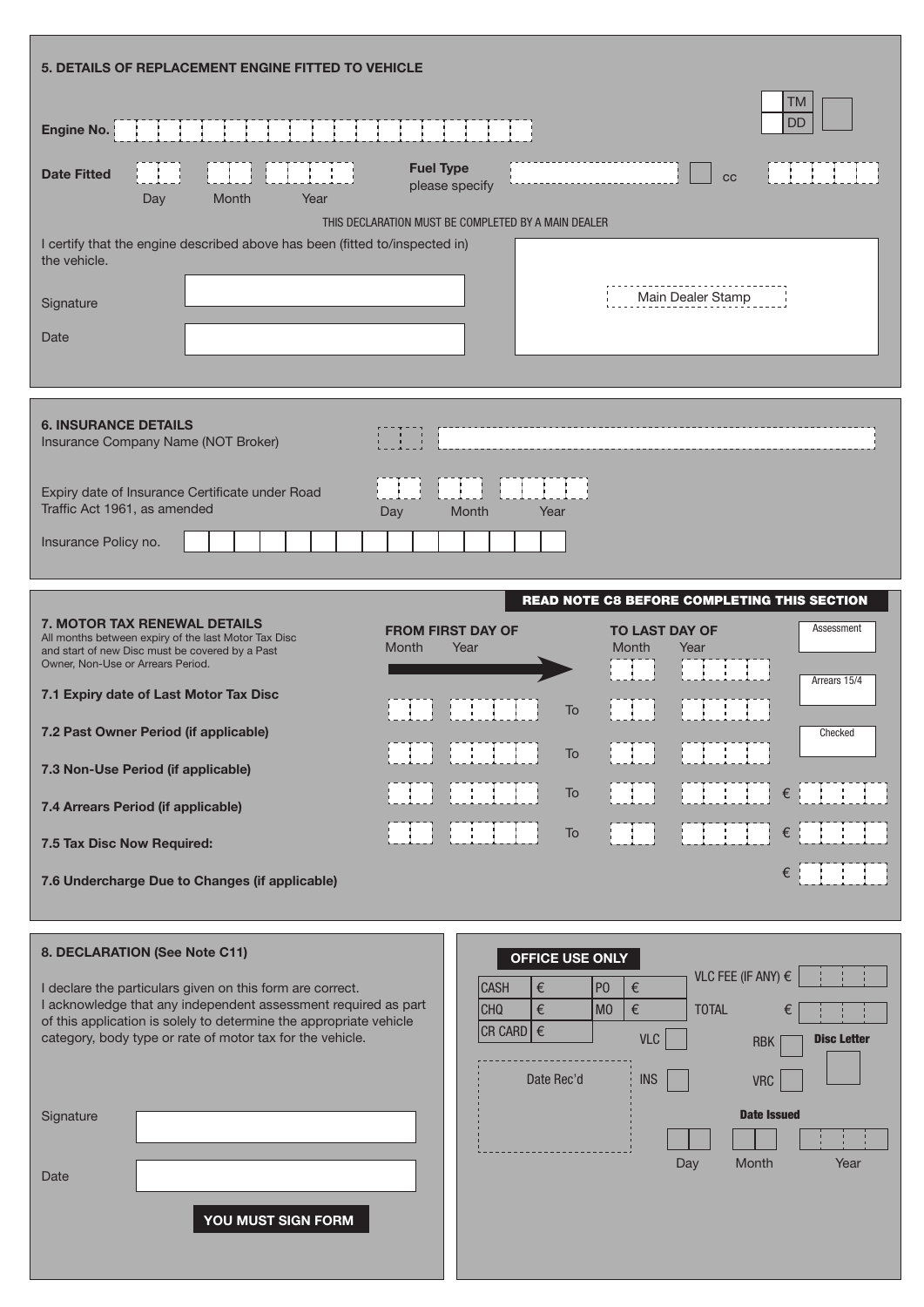## 5. DETAILS OF REPLACEMENT ENGINE FITTED TO VEHICLE

TM

DD

**Engine No.**

**Date Fitted** Day Month Year

**Fuel Type** please specify cc

THIS DECLARATION MUST BE COMPLETED BY A MAIN DEALER

I certify that the engine described above has been (fitted to/inspected in) the vehicle.

Signature

Date

Main Dealer Stamp

## 6. INSURANCE DETAILS

Insurance Company Name (NOT Broker)

Expiry date of Insurance Certificate under Road Traffic Act 1961, as amended — Day Month Year

Insurance Policy no.

**READ NOTE C8 BEFORE COMPLETING THIS SECTION**

## 7. MOTOR TAX RENEWAL DETAILS

All months between expiry of the last Motor Tax Disc and start of new Disc must be covered by a Past Owner, Non-Use or Arrears Period.

| | FROM FIRST DAY OF (Month / Year) | | TO LAST DAY OF (Month / Year) | |
|---|---|---|---|---|
| **7.1 Expiry date of Last Motor Tax Disc** | | | | |
| **7.2 Past Owner Period (if applicable)** | | To | | |
| **7.3 Non-Use Period (if applicable)** | | To | | |
| **7.4 Arrears Period (if applicable)** | | To | | € |
| **7.5 Tax Disc Now Required:** | | To | | € |
| **7.6 Undercharge Due to Changes (if applicable)** | | | | € |

Assessment

Arrears 15/4

Checked

## 8. DECLARATION (See Note C11)

I declare the particulars given on this form are correct.
I acknowledge that any independent assessment required as part of this application is solely to determine the appropriate vehicle category, body type or rate of motor tax for the vehicle.

Signature

Date

**YOU MUST SIGN FORM**

**OFFICE USE ONLY**

| CASH | € | PO | € |
|---|---|---|---|
| CHQ | € | MO | € |
| CR CARD | € | | |

VLC FEE (IF ANY) €

TOTAL €

VLC

RBK

**Disc Letter**

Date Rec'd

INS

VRC

**Date Issued**

Day Month Year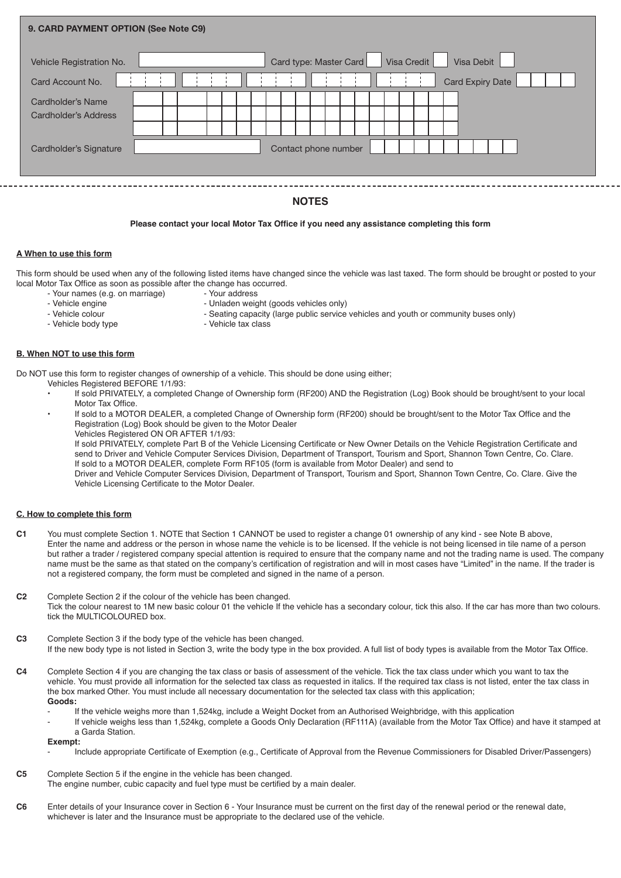## 9. CARD PAYMENT OPTION (See Note C9)

| | | | |
|---|---|---|---|
| Vehicle Registration No. | | Card type: Master Card ☐ Visa Credit ☐ Visa Debit ☐ | |
| Card Account No. | | Card Expiry Date | |
| Cardholder's Name | | | |
| Cardholder's Address | | | |
| Cardholder's Signature | | Contact phone number | |

---

## NOTES

**Please contact your local Motor Tax Office if you need any assistance completing this form**

### A When to use this form

This form should be used when any of the following listed items have changed since the vehicle was last taxed. The form should be brought or posted to your local Motor Tax Office as soon as possible after the change has occurred.

- Your names (e.g. on marriage)
- Your address
- Vehicle engine
- Unladen weight (goods vehicles only)
- Vehicle colour
- Seating capacity (large public service vehicles and youth or community buses only)
- Vehicle body type
- Vehicle tax class

### B. When NOT to use this form

Do NOT use this form to register changes of ownership of a vehicle. This should be done using either;

Vehicles Registered BEFORE 1/1/93:

- If sold PRIVATELY, a completed Change of Ownership form (RF200) AND the Registration (Log) Book should be brought/sent to your local Motor Tax Office.
- If sold to a MOTOR DEALER, a completed Change of Ownership form (RF200) should be brought/sent to the Motor Tax Office and the Registration (Log) Book should be given to the Motor Dealer

Vehicles Registered ON OR AFTER 1/1/93:

If sold PRIVATELY, complete Part B of the Vehicle Licensing Certificate or New Owner Details on the Vehicle Registration Certificate and send to Driver and Vehicle Computer Services Division, Department of Transport, Tourism and Sport, Shannon Town Centre, Co. Clare.
If sold to a MOTOR DEALER, complete Form RF105 (form is available from Motor Dealer) and send to Driver and Vehicle Computer Services Division, Department of Transport, Tourism and Sport, Shannon Town Centre, Co. Clare. Give the Vehicle Licensing Certificate to the Motor Dealer.

### C. How to complete this form

**C1** You must complete Section 1. NOTE that Section 1 CANNOT be used to register a change 01 ownership of any kind - see Note B above, Enter the name and address or the person in whose name the vehicle is to be licensed. If the vehicle is not being licensed in tile name of a person but rather a trader / registered company special attention is required to ensure that the company name and not the trading name is used. The company name must be the same as that stated on the company's certification of registration and will in most cases have "Limited" in the name. If the trader is not a registered company, the form must be completed and signed in the name of a person.

**C2** Complete Section 2 if the colour of the vehicle has been changed.
Tick the colour nearest to 1M new basic colour 01 the vehicle If the vehicle has a secondary colour, tick this also. If the car has more than two colours. tick the MULTICOLOURED box.

**C3** Complete Section 3 if the body type of the vehicle has been changed.
If the new body type is not listed in Section 3, write the body type in the box provided. A full list of body types is available from the Motor Tax Office.

**C4** Complete Section 4 if you are changing the tax class or basis of assessment of the vehicle. Tick the tax class under which you want to tax the vehicle. You must provide all information for the selected tax class as requested in italics. If the required tax class is not listed, enter the tax class in the box marked Other. You must include all necessary documentation for the selected tax class with this application;

**Goods:**

- If the vehicle weighs more than 1,524kg, include a Weight Docket from an Authorised Weighbridge, with this application
- If vehicle weighs less than 1,524kg, complete a Goods Only Declaration (RF111A) (available from the Motor Tax Office) and have it stamped at a Garda Station.

**Exempt:**

- Include appropriate Certificate of Exemption (e.g., Certificate of Approval from the Revenue Commissioners for Disabled Driver/Passengers)

**C5** Complete Section 5 if the engine in the vehicle has been changed.
The engine number, cubic capacity and fuel type must be certified by a main dealer.

**C6** Enter details of your Insurance cover in Section 6 - Your Insurance must be current on the first day of the renewal period or the renewal date, whichever is later and the Insurance must be appropriate to the declared use of the vehicle.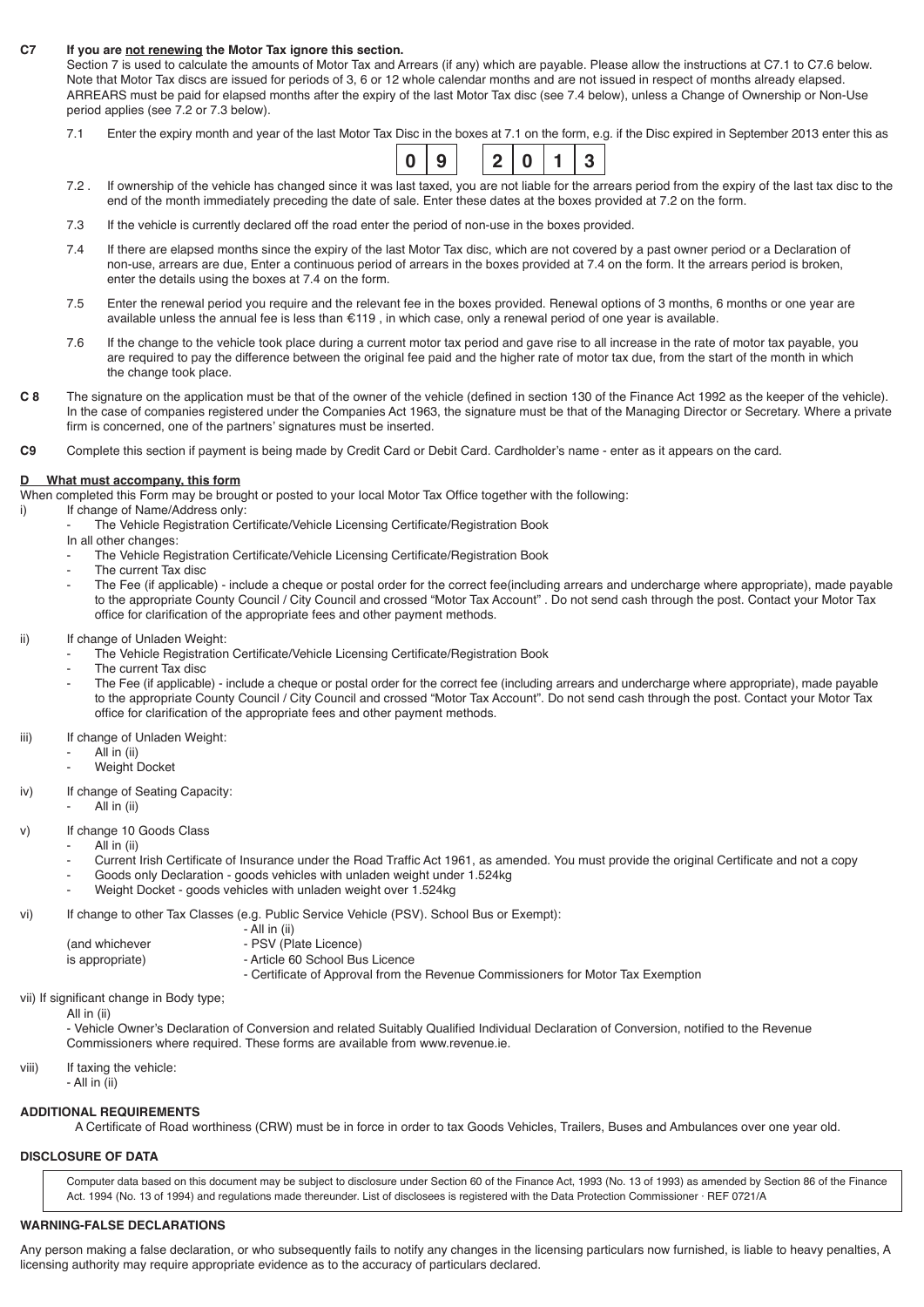**C7 If you are not renewing the Motor Tax ignore this section.**

Section 7 is used to calculate the amounts of Motor Tax and Arrears (if any) which are payable. Please allow the instructions at C7.1 to C7.6 below. Note that Motor Tax discs are issued for periods of 3, 6 or 12 whole calendar months and are not issued in respect of months already elapsed. ARREARS must be paid for elapsed months after the expiry of the last Motor Tax disc (see 7.4 below), unless a Change of Ownership or Non-Use period applies (see 7.2 or 7.3 below).

7.1 Enter the expiry month and year of the last Motor Tax Disc in the boxes at 7.1 on the form, e.g. if the Disc expired in September 2013 enter this as

| 0 | 9 | | 2 | 0 | 1 | 3 |
|---|---|---|---|---|---|---|

7.2 . If ownership of the vehicle has changed since it was last taxed, you are not liable for the arrears period from the expiry of the last tax disc to the end of the month immediately preceding the date of sale. Enter these dates at the boxes provided at 7.2 on the form.

7.3 If the vehicle is currently declared off the road enter the period of non-use in the boxes provided.

7.4 If there are elapsed months since the expiry of the last Motor Tax disc, which are not covered by a past owner period or a Declaration of non-use, arrears are due, Enter a continuous period of arrears in the boxes provided at 7.4 on the form. It the arrears period is broken, enter the details using the boxes at 7.4 on the form.

7.5 Enter the renewal period you require and the relevant fee in the boxes provided. Renewal options of 3 months, 6 months or one year are available unless the annual fee is less than €119 , in which case, only a renewal period of one year is available.

7.6 If the change to the vehicle took place during a current motor tax period and gave rise to all increase in the rate of motor tax payable, you are required to pay the difference between the original fee paid and the higher rate of motor tax due, from the start of the month in which the change took place.

**C 8** The signature on the application must be that of the owner of the vehicle (defined in section 130 of the Finance Act 1992 as the keeper of the vehicle). In the case of companies registered under the Companies Act 1963, the signature must be that of the Managing Director or Secretary. Where a private firm is concerned, one of the partners' signatures must be inserted.

**C9** Complete this section if payment is being made by Credit Card or Debit Card. Cardholder's name - enter as it appears on the card.

## D What must accompany, this form

When completed this Form may be brought or posted to your local Motor Tax Office together with the following:

i) If change of Name/Address only:
- The Vehicle Registration Certificate/Vehicle Licensing Certificate/Registration Book

In all other changes:
- The Vehicle Registration Certificate/Vehicle Licensing Certificate/Registration Book
- The current Tax disc
- The Fee (if applicable) - include a cheque or postal order for the correct fee(including arrears and undercharge where appropriate), made payable to the appropriate County Council / City Council and crossed "Motor Tax Account" . Do not send cash through the post. Contact your Motor Tax office for clarification of the appropriate fees and other payment methods.

ii) If change of Unladen Weight:
- The Vehicle Registration Certificate/Vehicle Licensing Certificate/Registration Book
- The current Tax disc
- The Fee (if applicable) - include a cheque or postal order for the correct fee (including arrears and undercharge where appropriate), made payable to the appropriate County Council / City Council and crossed "Motor Tax Account". Do not send cash through the post. Contact your Motor Tax office for clarification of the appropriate fees and other payment methods.

iii) If change of Unladen Weight:
- All in (ii)
- Weight Docket

iv) If change of Seating Capacity:
- All in (ii)

v) If change 10 Goods Class
- All in (ii)
- Current Irish Certificate of Insurance under the Road Traffic Act 1961, as amended. You must provide the original Certificate and not a copy
- Goods only Declaration - goods vehicles with unladen weight under 1.524kg
- Weight Docket - goods vehicles with unladen weight over 1.524kg

vi) If change to other Tax Classes (e.g. Public Service Vehicle (PSV). School Bus or Exempt):

(and whichever is appropriate)
- All in (ii)
- PSV (Plate Licence)
- Article 60 School Bus Licence
- Certificate of Approval from the Revenue Commissioners for Motor Tax Exemption

vii) If significant change in Body type;

All in (ii)

- Vehicle Owner's Declaration of Conversion and related Suitably Qualified Individual Declaration of Conversion, notified to the Revenue Commissioners where required. These forms are available from www.revenue.ie.

viii) If taxing the vehicle:
- All in (ii)

### ADDITIONAL REQUIREMENTS

A Certificate of Road worthiness (CRW) must be in force in order to tax Goods Vehicles, Trailers, Buses and Ambulances over one year old.

### DISCLOSURE OF DATA

Computer data based on this document may be subject to disclosure under Section 60 of the Finance Act, 1993 (No. 13 of 1993) as amended by Section 86 of the Finance Act. 1994 (No. 13 of 1994) and regulations made thereunder. List of disclosees is registered with the Data Protection Commissioner · REF 0721/A

### WARNING-FALSE DECLARATIONS

Any person making a false declaration, or who subsequently fails to notify any changes in the licensing particulars now furnished, is liable to heavy penalties, A licensing authority may require appropriate evidence as to the accuracy of particulars declared.